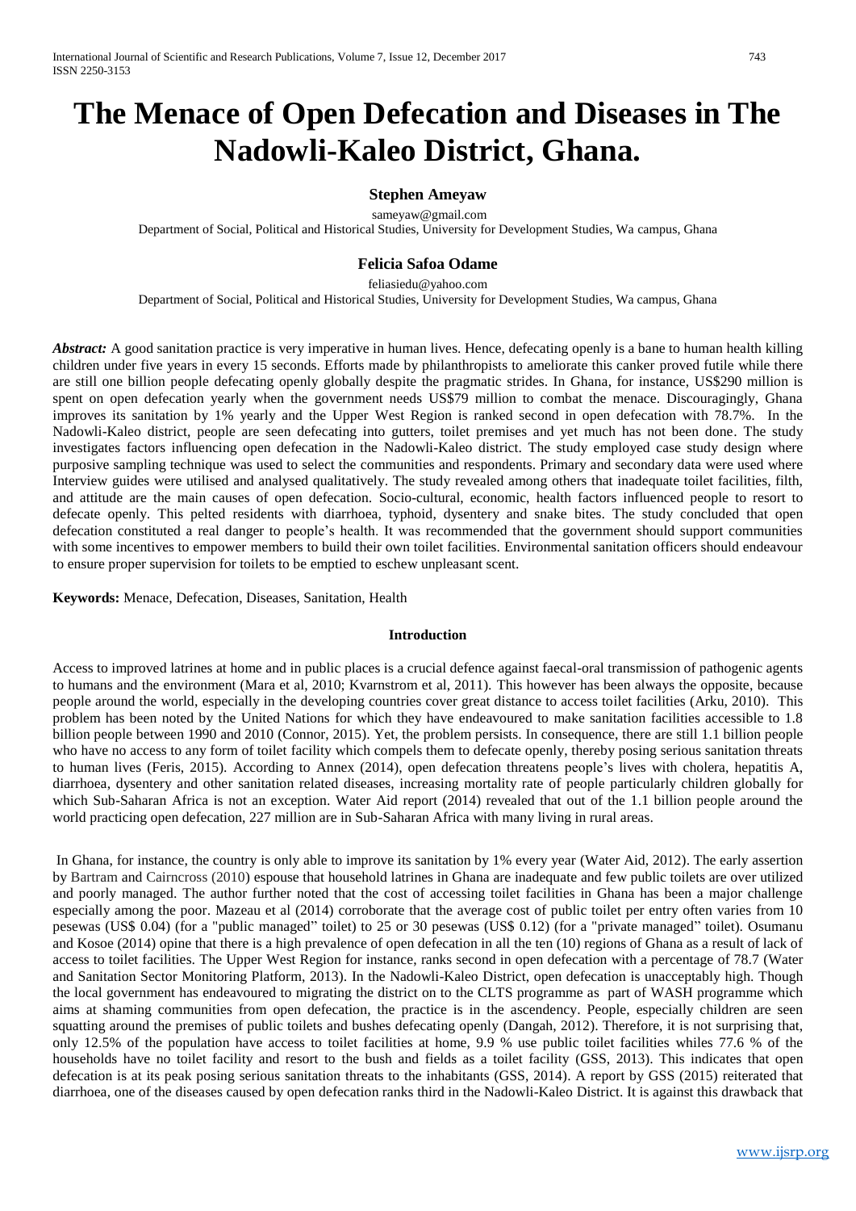# The Menace of Open Defecation and Diseases in The Nadowli-Kaleo District, Ghana.

**Stephen Ameyaw**

sameyaw@gmail.com

Department of Social, Political and Historical Studies, University for Development Studies, Wa campus, Ghana

**Felicia Safoa Odame**

feliasiedu@yahoo.com

Department of Social, Political and Historical Studies, University for Development Studies, Wa campus, Ghana

***Abstract:*** A good sanitation practice is very imperative in human lives. Hence, defecating openly is a bane to human health killing children under five years in every 15 seconds. Efforts made by philanthropists to ameliorate this canker proved futile while there are still one billion people defecating openly globally despite the pragmatic strides. In Ghana, for instance, US$290 million is spent on open defecation yearly when the government needs US$79 million to combat the menace. Discouragingly, Ghana improves its sanitation by 1% yearly and the Upper West Region is ranked second in open defecation with 78.7%. In the Nadowli-Kaleo district, people are seen defecating into gutters, toilet premises and yet much has not been done. The study investigates factors influencing open defecation in the Nadowli-Kaleo district. The study employed case study design where purposive sampling technique was used to select the communities and respondents. Primary and secondary data were used where Interview guides were utilised and analysed qualitatively. The study revealed among others that inadequate toilet facilities, filth, and attitude are the main causes of open defecation. Socio-cultural, economic, health factors influenced people to resort to defecate openly. This pelted residents with diarrhoea, typhoid, dysentery and snake bites. The study concluded that open defecation constituted a real danger to people's health. It was recommended that the government should support communities with some incentives to empower members to build their own toilet facilities. Environmental sanitation officers should endeavour to ensure proper supervision for toilets to be emptied to eschew unpleasant scent.

**Keywords:** Menace, Defecation, Diseases, Sanitation, Health

## Introduction

Access to improved latrines at home and in public places is a crucial defence against faecal-oral transmission of pathogenic agents to humans and the environment (Mara et al, 2010; Kvarnstrom et al, 2011). This however has been always the opposite, because people around the world, especially in the developing countries cover great distance to access toilet facilities (Arku, 2010). This problem has been noted by the United Nations for which they have endeavoured to make sanitation facilities accessible to 1.8 billion people between 1990 and 2010 (Connor, 2015). Yet, the problem persists. In consequence, there are still 1.1 billion people who have no access to any form of toilet facility which compels them to defecate openly, thereby posing serious sanitation threats to human lives (Feris, 2015). According to Annex (2014), open defecation threatens people's lives with cholera, hepatitis A, diarrhoea, dysentery and other sanitation related diseases, increasing mortality rate of people particularly children globally for which Sub-Saharan Africa is not an exception. Water Aid report (2014) revealed that out of the 1.1 billion people around the world practicing open defecation, 227 million are in Sub-Saharan Africa with many living in rural areas.

In Ghana, for instance, the country is only able to improve its sanitation by 1% every year (Water Aid, 2012). The early assertion by Bartram and Cairncross (2010) espouse that household latrines in Ghana are inadequate and few public toilets are over utilized and poorly managed. The author further noted that the cost of accessing toilet facilities in Ghana has been a major challenge especially among the poor. Mazeau et al (2014) corroborate that the average cost of public toilet per entry often varies from 10 pesewas (US$ 0.04) (for a "public managed" toilet) to 25 or 30 pesewas (US$ 0.12) (for a "private managed" toilet). Osumanu and Kosoe (2014) opine that there is a high prevalence of open defecation in all the ten (10) regions of Ghana as a result of lack of access to toilet facilities. The Upper West Region for instance, ranks second in open defecation with a percentage of 78.7 (Water and Sanitation Sector Monitoring Platform, 2013). In the Nadowli-Kaleo District, open defecation is unacceptably high. Though the local government has endeavoured to migrating the district on to the CLTS programme as part of WASH programme which aims at shaming communities from open defecation, the practice is in the ascendency. People, especially children are seen squatting around the premises of public toilets and bushes defecating openly (Dangah, 2012). Therefore, it is not surprising that, only 12.5% of the population have access to toilet facilities at home, 9.9 % use public toilet facilities whiles 77.6 % of the households have no toilet facility and resort to the bush and fields as a toilet facility (GSS, 2013). This indicates that open defecation is at its peak posing serious sanitation threats to the inhabitants (GSS, 2014). A report by GSS (2015) reiterated that diarrhoea, one of the diseases caused by open defecation ranks third in the Nadowli-Kaleo District. It is against this drawback that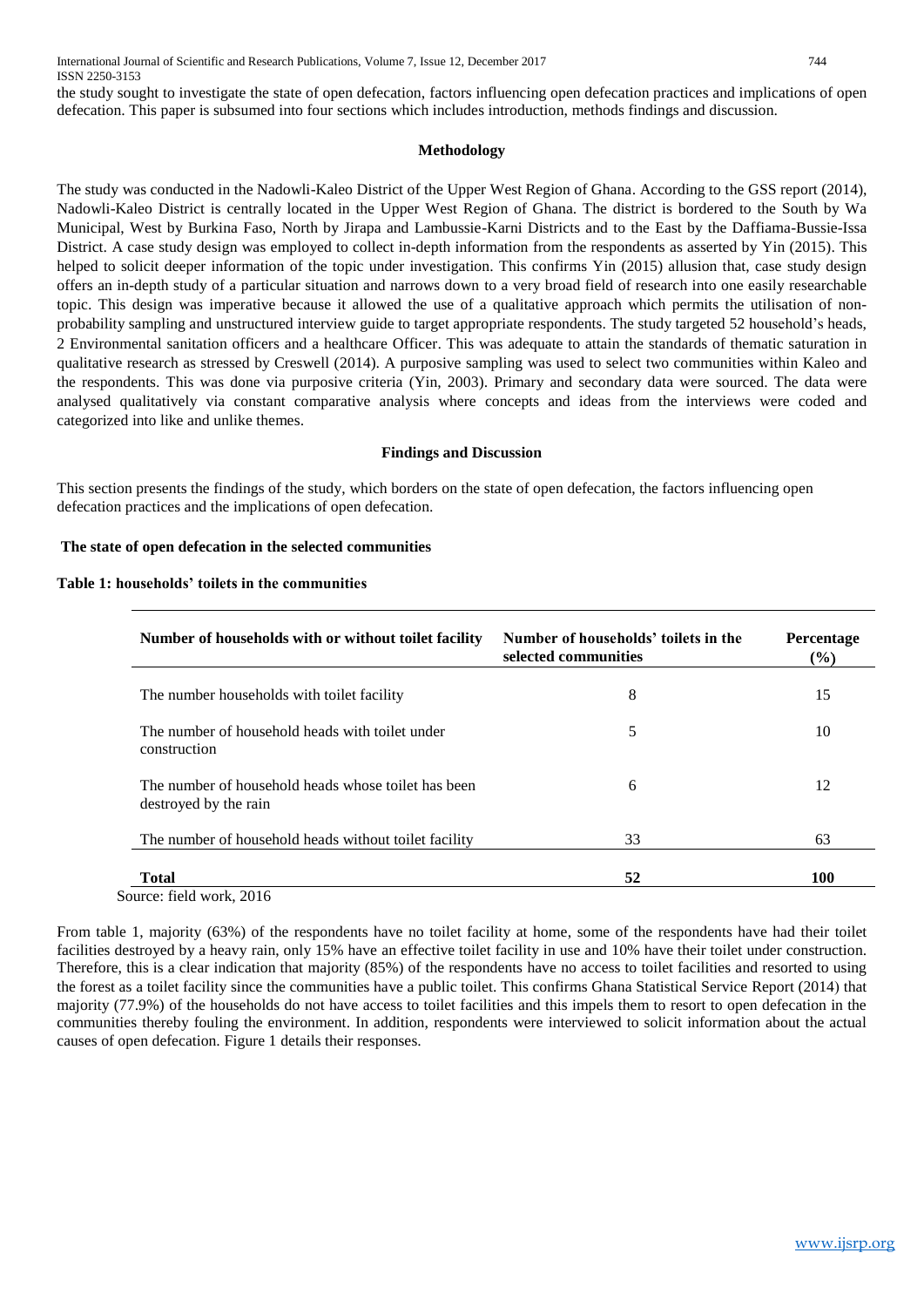the study sought to investigate the state of open defecation, factors influencing open defecation practices and implications of open defecation. This paper is subsumed into four sections which includes introduction, methods findings and discussion.

## Methodology

The study was conducted in the Nadowli-Kaleo District of the Upper West Region of Ghana. According to the GSS report (2014), Nadowli-Kaleo District is centrally located in the Upper West Region of Ghana. The district is bordered to the South by Wa Municipal, West by Burkina Faso, North by Jirapa and Lambussie-Karni Districts and to the East by the Daffiama-Bussie-Issa District. A case study design was employed to collect in-depth information from the respondents as asserted by Yin (2015). This helped to solicit deeper information of the topic under investigation. This confirms Yin (2015) allusion that, case study design offers an in-depth study of a particular situation and narrows down to a very broad field of research into one easily researchable topic. This design was imperative because it allowed the use of a qualitative approach which permits the utilisation of non-probability sampling and unstructured interview guide to target appropriate respondents. The study targeted 52 household's heads, 2 Environmental sanitation officers and a healthcare Officer. This was adequate to attain the standards of thematic saturation in qualitative research as stressed by Creswell (2014). A purposive sampling was used to select two communities within Kaleo and the respondents. This was done via purposive criteria (Yin, 2003). Primary and secondary data were sourced. The data were analysed qualitatively via constant comparative analysis where concepts and ideas from the interviews were coded and categorized into like and unlike themes.

## Findings and Discussion

This section presents the findings of the study, which borders on the state of open defecation, the factors influencing open defecation practices and the implications of open defecation.

### The state of open defecation in the selected communities

**Table 1: households' toilets in the communities**

| Number of households with or without toilet facility | Number of households' toilets in the selected communities | Percentage (%) |
|---|---|---|
| The number households with toilet facility | 8 | 15 |
| The number of household heads with toilet under construction | 5 | 10 |
| The number of household heads whose toilet has been destroyed by the rain | 6 | 12 |
| The number of household heads without toilet facility | 33 | 63 |
| **Total** | **52** | **100** |

Source: field work, 2016

From table 1, majority (63%) of the respondents have no toilet facility at home, some of the respondents have had their toilet facilities destroyed by a heavy rain, only 15% have an effective toilet facility in use and 10% have their toilet under construction. Therefore, this is a clear indication that majority (85%) of the respondents have no access to toilet facilities and resorted to using the forest as a toilet facility since the communities have a public toilet. This confirms Ghana Statistical Service Report (2014) that majority (77.9%) of the households do not have access to toilet facilities and this impels them to resort to open defecation in the communities thereby fouling the environment. In addition, respondents were interviewed to solicit information about the actual causes of open defecation. Figure 1 details their responses.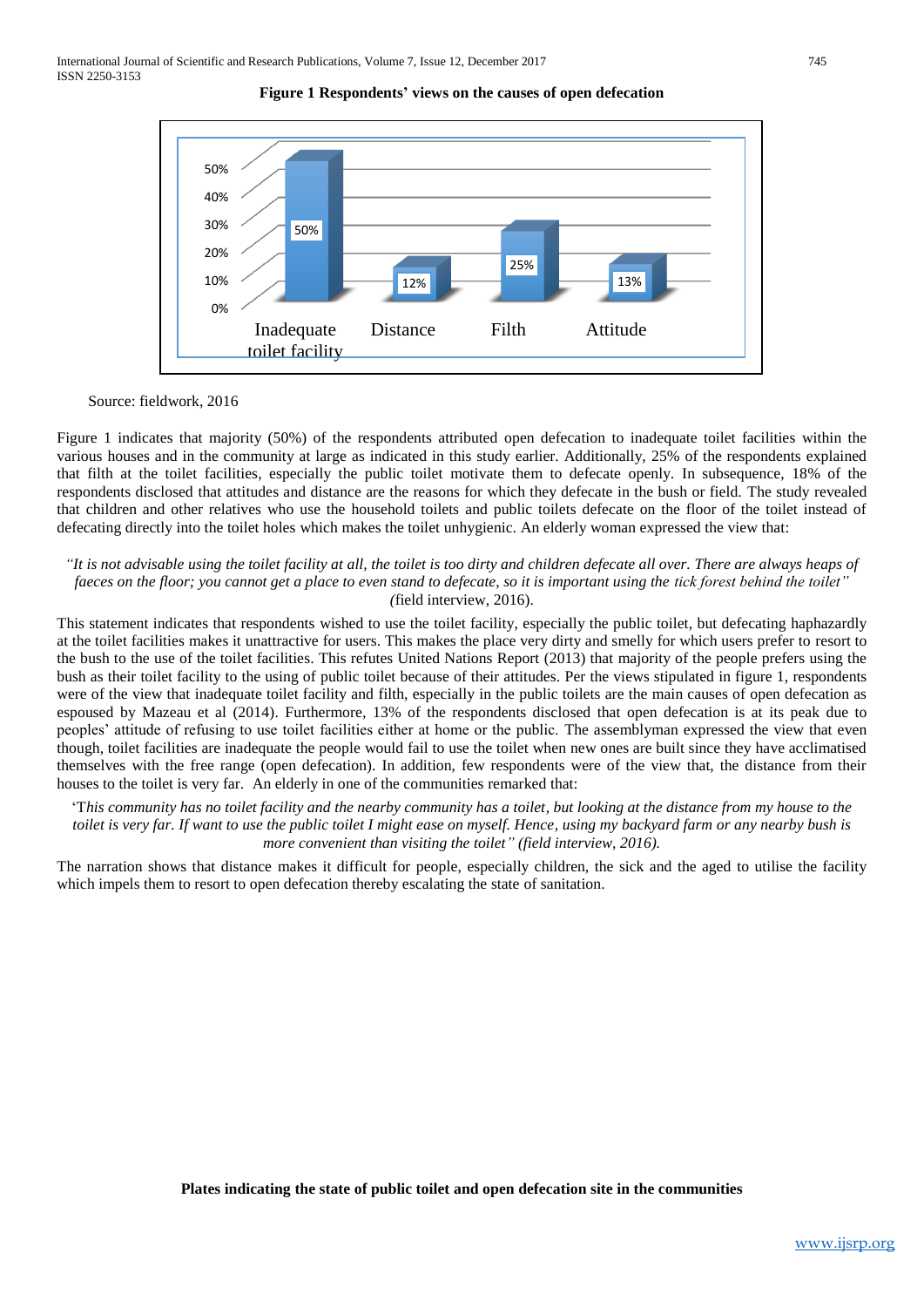**Figure 1 Respondents' views on the causes of open defecation**

| Cause | Percentage |
|---|---|
| Inadequate toilet facility | 50% |
| Distance | 12% |
| Filth | 25% |
| Attitude | 13% |

Source: fieldwork, 2016

Figure 1 indicates that majority (50%) of the respondents attributed open defecation to inadequate toilet facilities within the various houses and in the community at large as indicated in this study earlier. Additionally, 25% of the respondents explained that filth at the toilet facilities, especially the public toilet motivate them to defecate openly. In subsequence, 18% of the respondents disclosed that attitudes and distance are the reasons for which they defecate in the bush or field. The study revealed that children and other relatives who use the household toilets and public toilets defecate on the floor of the toilet instead of defecating directly into the toilet holes which makes the toilet unhygienic. An elderly woman expressed the view that:

*"It is not advisable using the toilet facility at all, the toilet is too dirty and children defecate all over. There are always heaps of faeces on the floor; you cannot get a place to even stand to defecate, so it is important using the tick forest behind the toilet"* (field interview, 2016).

This statement indicates that respondents wished to use the toilet facility, especially the public toilet, but defecating haphazardly at the toilet facilities makes it unattractive for users. This makes the place very dirty and smelly for which users prefer to resort to the bush to the use of the toilet facilities. This refutes United Nations Report (2013) that majority of the people prefers using the bush as their toilet facility to the using of public toilet because of their attitudes. Per the views stipulated in figure 1, respondents were of the view that inadequate toilet facility and filth, especially in the public toilets are the main causes of open defecation as espoused by Mazeau et al (2014). Furthermore, 13% of the respondents disclosed that open defecation is at its peak due to peoples' attitude of refusing to use toilet facilities either at home or the public. The assemblyman expressed the view that even though, toilet facilities are inadequate the people would fail to use the toilet when new ones are built since they have acclimatised themselves with the free range (open defecation). In addition, few respondents were of the view that, the distance from their houses to the toilet is very far. An elderly in one of the communities remarked that:

*'This community has no toilet facility and the nearby community has a toilet, but looking at the distance from my house to the toilet is very far. If want to use the public toilet I might ease on myself. Hence, using my backyard farm or any nearby bush is more convenient than visiting the toilet" (field interview, 2016).*

The narration shows that distance makes it difficult for people, especially children, the sick and the aged to utilise the facility which impels them to resort to open defecation thereby escalating the state of sanitation.

**Plates indicating the state of public toilet and open defecation site in the communities**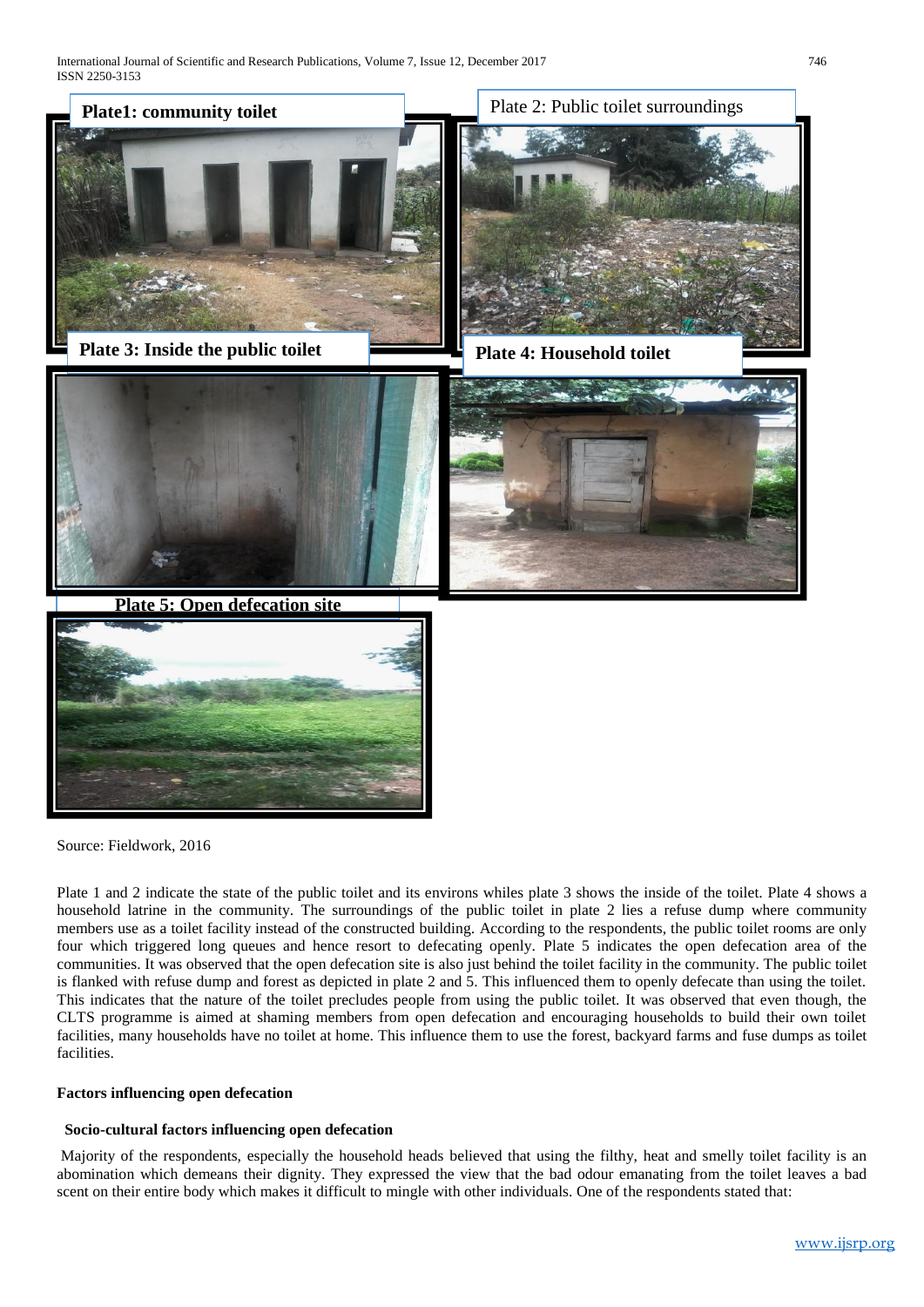Plate1: community toilet

Plate 2: Public toilet surroundings

Plate 3: Inside the public toilet

Plate 4: Household toilet

Plate 5: Open defecation site

Source: Fieldwork, 2016

Plate 1 and 2 indicate the state of the public toilet and its environs whiles plate 3 shows the inside of the toilet. Plate 4 shows a household latrine in the community. The surroundings of the public toilet in plate 2 lies a refuse dump where community members use as a toilet facility instead of the constructed building. According to the respondents, the public toilet rooms are only four which triggered long queues and hence resort to defecating openly. Plate 5 indicates the open defecation area of the communities. It was observed that the open defecation site is also just behind the toilet facility in the community. The public toilet is flanked with refuse dump and forest as depicted in plate 2 and 5. This influenced them to openly defecate than using the toilet. This indicates that the nature of the toilet precludes people from using the public toilet. It was observed that even though, the CLTS programme is aimed at shaming members from open defecation and encouraging households to build their own toilet facilities, many households have no toilet at home. This influence them to use the forest, backyard farms and fuse dumps as toilet facilities.

### Factors influencing open defecation

#### Socio-cultural factors influencing open defecation

Majority of the respondents, especially the household heads believed that using the filthy, heat and smelly toilet facility is an abomination which demeans their dignity. They expressed the view that the bad odour emanating from the toilet leaves a bad scent on their entire body which makes it difficult to mingle with other individuals. One of the respondents stated that: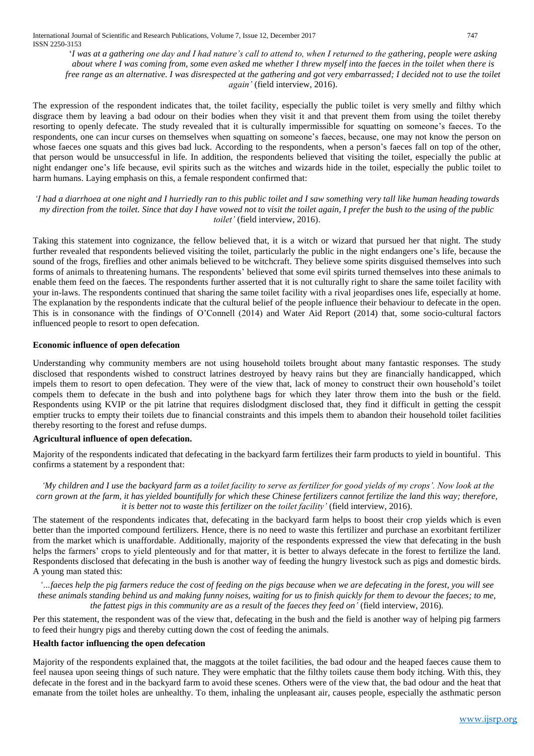*'I was at a gathering one day and I had nature's call to attend to, when I returned to the gathering, people were asking about where I was coming from, some even asked me whether I threw myself into the faeces in the toilet when there is free range as an alternative. I was disrespected at the gathering and got very embarrassed; I decided not to use the toilet again'* (field interview, 2016).

The expression of the respondent indicates that, the toilet facility, especially the public toilet is very smelly and filthy which disgrace them by leaving a bad odour on their bodies when they visit it and that prevent them from using the toilet thereby resorting to openly defecate. The study revealed that it is culturally impermissible for squatting on someone's faeces. To the respondents, one can incur curses on themselves when squatting on someone's faeces, because, one may not know the person on whose faeces one squats and this gives bad luck. According to the respondents, when a person's faeces fall on top of the other, that person would be unsuccessful in life. In addition, the respondents believed that visiting the toilet, especially the public at night endanger one's life because, evil spirits such as the witches and wizards hide in the toilet, especially the public toilet to harm humans. Laying emphasis on this, a female respondent confirmed that:

*'I had a diarrhoea at one night and I hurriedly ran to this public toilet and I saw something very tall like human heading towards my direction from the toilet. Since that day I have vowed not to visit the toilet again, I prefer the bush to the using of the public toilet'* (field interview, 2016).

Taking this statement into cognizance, the fellow believed that, it is a witch or wizard that pursued her that night. The study further revealed that respondents believed visiting the toilet, particularly the public in the night endangers one's life, because the sound of the frogs, fireflies and other animals believed to be witchcraft. They believe some spirits disguised themselves into such forms of animals to threatening humans. The respondents' believed that some evil spirits turned themselves into these animals to enable them feed on the faeces. The respondents further asserted that it is not culturally right to share the same toilet facility with your in-laws. The respondents continued that sharing the same toilet facility with a rival jeopardises ones life, especially at home. The explanation by the respondents indicate that the cultural belief of the people influence their behaviour to defecate in the open. This is in consonance with the findings of O'Connell (2014) and Water Aid Report (2014) that, some socio-cultural factors influenced people to resort to open defecation.

**Economic influence of open defecation**

Understanding why community members are not using household toilets brought about many fantastic responses. The study disclosed that respondents wished to construct latrines destroyed by heavy rains but they are financially handicapped, which impels them to resort to open defecation. They were of the view that, lack of money to construct their own household's toilet compels them to defecate in the bush and into polythene bags for which they later throw them into the bush or the field. Respondents using KVIP or the pit latrine that requires dislodgment disclosed that, they find it difficult in getting the cesspit emptier trucks to empty their toilets due to financial constraints and this impels them to abandon their household toilet facilities thereby resorting to the forest and refuse dumps.

**Agricultural influence of open defecation.**

Majority of the respondents indicated that defecating in the backyard farm fertilizes their farm products to yield in bountiful. This confirms a statement by a respondent that:

*'My children and I use the backyard farm as a toilet facility to serve as fertilizer for good yields of my crops'. Now look at the corn grown at the farm, it has yielded bountifully for which these Chinese fertilizers cannot fertilize the land this way; therefore, it is better not to waste this fertilizer on the toilet facility'* (field interview, 2016).

The statement of the respondents indicates that, defecating in the backyard farm helps to boost their crop yields which is even better than the imported compound fertilizers. Hence, there is no need to waste this fertilizer and purchase an exorbitant fertilizer from the market which is unaffordable. Additionally, majority of the respondents expressed the view that defecating in the bush helps the farmers' crops to yield plenteously and for that matter, it is better to always defecate in the forest to fertilize the land. Respondents disclosed that defecating in the bush is another way of feeding the hungry livestock such as pigs and domestic birds. A young man stated this:

*'…faeces help the pig farmers reduce the cost of feeding on the pigs because when we are defecating in the forest, you will see these animals standing behind us and making funny noises, waiting for us to finish quickly for them to devour the faeces; to me, the fattest pigs in this community are as a result of the faeces they feed on'* (field interview, 2016).

Per this statement, the respondent was of the view that, defecating in the bush and the field is another way of helping pig farmers to feed their hungry pigs and thereby cutting down the cost of feeding the animals.

**Health factor influencing the open defecation**

Majority of the respondents explained that, the maggots at the toilet facilities, the bad odour and the heaped faeces cause them to feel nausea upon seeing things of such nature. They were emphatic that the filthy toilets cause them body itching. With this, they defecate in the forest and in the backyard farm to avoid these scenes. Others were of the view that, the bad odour and the heat that emanate from the toilet holes are unhealthy. To them, inhaling the unpleasant air, causes people, especially the asthmatic person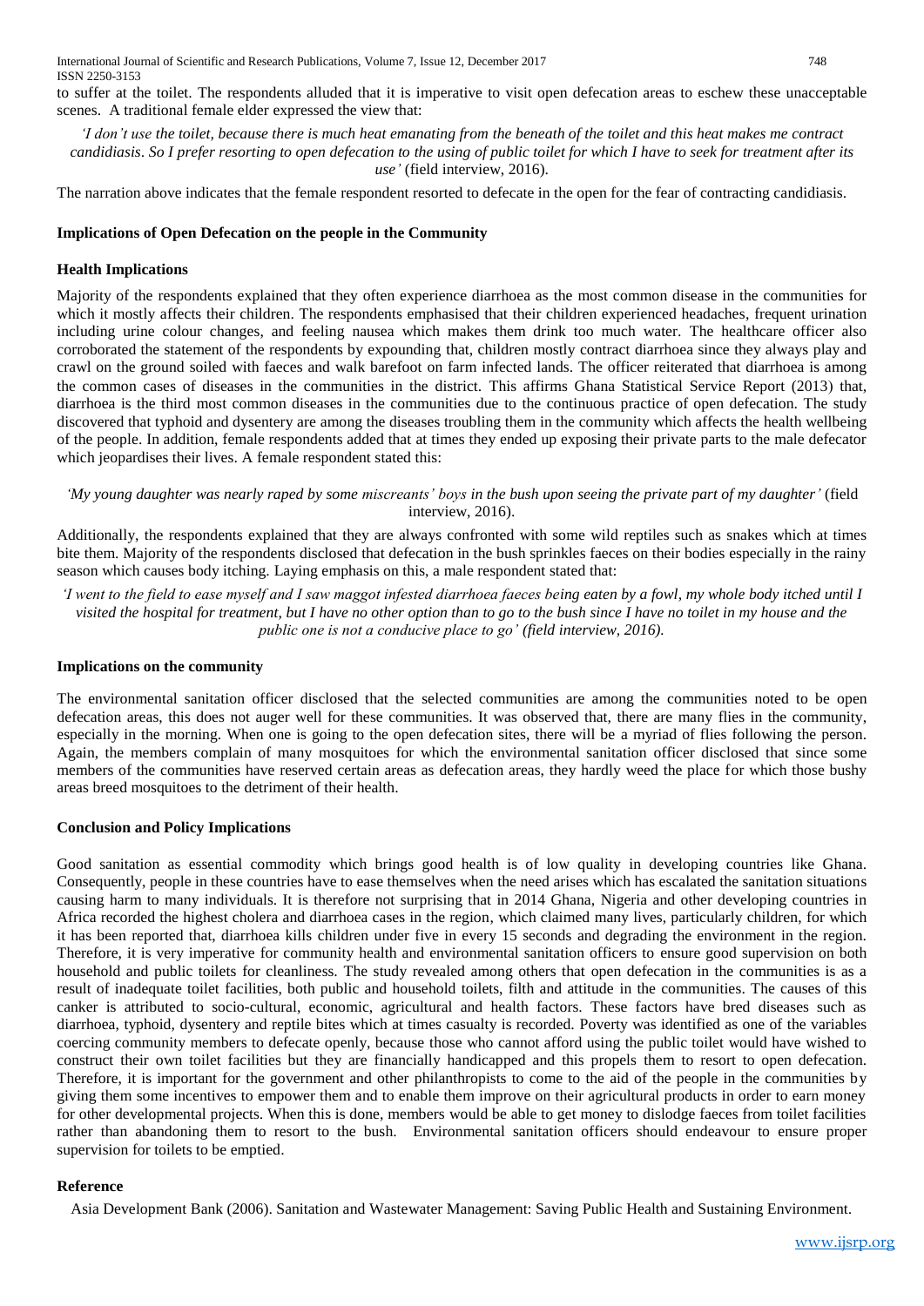to suffer at the toilet. The respondents alluded that it is imperative to visit open defecation areas to eschew these unacceptable scenes. A traditional female elder expressed the view that:

*'I don't use the toilet, because there is much heat emanating from the beneath of the toilet and this heat makes me contract candidiasis. So I prefer resorting to open defecation to the using of public toilet for which I have to seek for treatment after its use'* (field interview, 2016).

The narration above indicates that the female respondent resorted to defecate in the open for the fear of contracting candidiasis.

### Implications of Open Defecation on the people in the Community

### Health Implications

Majority of the respondents explained that they often experience diarrhoea as the most common disease in the communities for which it mostly affects their children. The respondents emphasised that their children experienced headaches, frequent urination including urine colour changes, and feeling nausea which makes them drink too much water. The healthcare officer also corroborated the statement of the respondents by expounding that, children mostly contract diarrhoea since they always play and crawl on the ground soiled with faeces and walk barefoot on farm infected lands. The officer reiterated that diarrhoea is among the common cases of diseases in the communities in the district. This affirms Ghana Statistical Service Report (2013) that, diarrhoea is the third most common diseases in the communities due to the continuous practice of open defecation. The study discovered that typhoid and dysentery are among the diseases troubling them in the community which affects the health wellbeing of the people. In addition, female respondents added that at times they ended up exposing their private parts to the male defecator which jeopardises their lives. A female respondent stated this:

*'My young daughter was nearly raped by some miscreants' boys in the bush upon seeing the private part of my daughter'* (field interview, 2016).

Additionally, the respondents explained that they are always confronted with some wild reptiles such as snakes which at times bite them. Majority of the respondents disclosed that defecation in the bush sprinkles faeces on their bodies especially in the rainy season which causes body itching. Laying emphasis on this, a male respondent stated that:

*'I went to the field to ease myself and I saw maggot infested diarrhoea faeces being eaten by a fowl, my whole body itched until I visited the hospital for treatment, but I have no other option than to go to the bush since I have no toilet in my house and the public one is not a conducive place to go' (field interview, 2016).*

### Implications on the community

The environmental sanitation officer disclosed that the selected communities are among the communities noted to be open defecation areas, this does not auger well for these communities. It was observed that, there are many flies in the community, especially in the morning. When one is going to the open defecation sites, there will be a myriad of flies following the person. Again, the members complain of many mosquitoes for which the environmental sanitation officer disclosed that since some members of the communities have reserved certain areas as defecation areas, they hardly weed the place for which those bushy areas breed mosquitoes to the detriment of their health.

### Conclusion and Policy Implications

Good sanitation as essential commodity which brings good health is of low quality in developing countries like Ghana. Consequently, people in these countries have to ease themselves when the need arises which has escalated the sanitation situations causing harm to many individuals. It is therefore not surprising that in 2014 Ghana, Nigeria and other developing countries in Africa recorded the highest cholera and diarrhoea cases in the region, which claimed many lives, particularly children, for which it has been reported that, diarrhoea kills children under five in every 15 seconds and degrading the environment in the region. Therefore, it is very imperative for community health and environmental sanitation officers to ensure good supervision on both household and public toilets for cleanliness. The study revealed among others that open defecation in the communities is as a result of inadequate toilet facilities, both public and household toilets, filth and attitude in the communities. The causes of this canker is attributed to socio-cultural, economic, agricultural and health factors. These factors have bred diseases such as diarrhoea, typhoid, dysentery and reptile bites which at times casualty is recorded. Poverty was identified as one of the variables coercing community members to defecate openly, because those who cannot afford using the public toilet would have wished to construct their own toilet facilities but they are financially handicapped and this propels them to resort to open defecation. Therefore, it is important for the government and other philanthropists to come to the aid of the people in the communities by giving them some incentives to empower them and to enable them improve on their agricultural products in order to earn money for other developmental projects. When this is done, members would be able to get money to dislodge faeces from toilet facilities rather than abandoning them to resort to the bush. Environmental sanitation officers should endeavour to ensure proper supervision for toilets to be emptied.

### Reference

Asia Development Bank (2006). Sanitation and Wastewater Management: Saving Public Health and Sustaining Environment.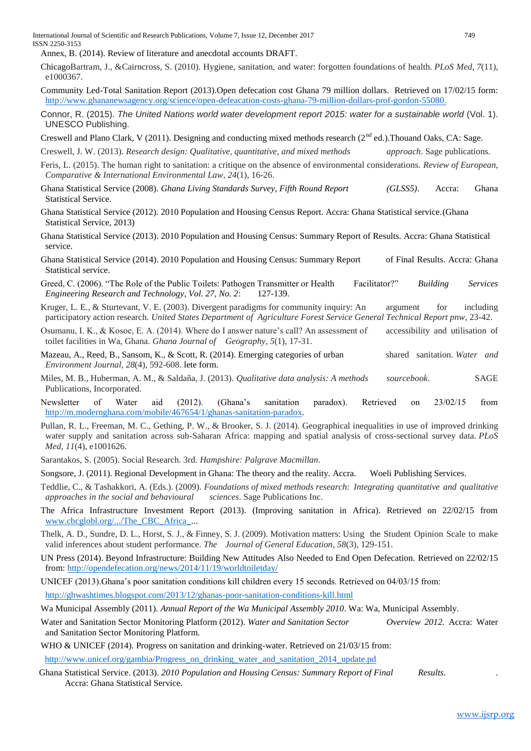Annex, B. (2014). Review of literature and anecdotal accounts DRAFT.

ChicagoBartram, J., &Cairncross, S. (2010). Hygiene, sanitation, and water: forgotten foundations of health. *PLoS Med*, *7*(11), e1000367.

Community Led-Total Sanitation Report (2013).Open defecation cost Ghana 79 million dollars. Retrieved on 17/02/15 form: http://www.ghananewsagency.org/science/open-defeacation-costs-ghana-79-million-dollars-prof-gordon-55080.

Connor, R. (2015). *The United Nations world water development report 2015: water for a sustainable world* (Vol. 1). UNESCO Publishing.

Creswell and Plano Clark, V (2011). Designing and conducting mixed methods research (2nd ed.).Thouand Oaks, CA: Sage.

Creswell, J. W. (2013). *Research design: Qualitative, quantitative, and mixed methods approach*. Sage publications.

Feris, L. (2015). The human right to sanitation: a critique on the absence of environmental considerations. *Review of European, Comparative & International Environmental Law*, *24*(1), 16-26.

Ghana Statistical Service (2008). *Ghana Living Standards Survey, Fifth Round Report (GLSS5)*. Accra: Ghana Statistical Service.

Ghana Statistical Service (2012). 2010 Population and Housing Census Report. Accra: Ghana Statistical service.(Ghana Statistical Service, 2013)

Ghana Statistical Service (2013). 2010 Population and Housing Census: Summary Report of Results. Accra: Ghana Statistical service.

Ghana Statistical Service (2014). 2010 Population and Housing Census: Summary Report of Final Results. Accra: Ghana Statistical service.

Greed, C. (2006). "The Role of the Public Toilets: Pathogen Transmitter or Health Facilitator?" *Building Services Engineering Research and Technology, Vol. 27, No. 2*: 127-139.

Kruger, L. E., & Sturtevant, V. E. (2003). Divergent paradigms for community inquiry: An argument for including participatory action research. *United States Department of Agriculture Forest Service General Technical Report pnw*, 23-42.

Osumanu, I. K., & Kosoe, E. A. (2014). Where do I answer nature's call? An assessment of accessibility and utilisation of toilet facilities in Wa, Ghana. *Ghana Journal of Geography*, *5*(1), 17-31.

Mazeau, A., Reed, B., Sansom, K., & Scott, R. (2014). Emerging categories of urban shared sanitation. *Water and Environment Journal*, *28*(4), 592-608. lete form.

Miles, M. B., Huberman, A. M., & Saldaña, J. (2013). *Qualitative data analysis: A methods sourcebook*. SAGE Publications, Incorporated.

Newsletter of Water aid (2012). (Ghana's sanitation paradox). Retrieved on 23/02/15 from http://m.modernghana.com/mobile/467654/1/ghanas-sanitation-paradox.

Pullan, R. L., Freeman, M. C., Gething, P. W., & Brooker, S. J. (2014). Geographical inequalities in use of improved drinking water supply and sanitation across sub-Saharan Africa: mapping and spatial analysis of cross-sectional survey data. *PLoS Med*, *11*(4), e1001626.

Sarantakos, S. (2005). Social Research. 3rd. *Hampshire: Palgrave Macmillan*.

Songsore, J. (2011). Regional Development in Ghana: The theory and the reality. Accra. Woeli Publishing Services.

Teddlie, C., & Tashakkori, A. (Eds.). (2009). *Foundations of mixed methods research: Integrating quantitative and qualitative approaches in the social and behavioural sciences*. Sage Publications Inc.

The Africa Infrastructure Investment Report (2013). (Improving sanitation in Africa). Retrieved on 22/02/15 from www.cbcglobl.org/.../The_CBC_Africa_...

Thelk, A. D., Sundre, D. L., Horst, S. J., & Finney, S. J. (2009). Motivation matters: Using the Student Opinion Scale to make valid inferences about student performance. *The Journal of General Education*, *58*(3), 129-151.

UN Press (2014). Beyond Infrastructure: Building New Attitudes Also Needed to End Open Defecation. Retrieved on 22/02/15 from: http://opendefecation.org/news/2014/11/19/worldtoiletday/

UNICEF (2013).Ghana's poor sanitation conditions kill children every 15 seconds. Retrieved on 04/03/15 from:

http://ghwashtimes.blogspot.com/2013/12/ghanas-poor-sanitation-conditions-kill.html

Wa Municipal Assembly (2011). *Annual Report of the Wa Municipal Assembly 2010*. Wa: Wa, Municipal Assembly.

Water and Sanitation Sector Monitoring Platform (2012). *Water and Sanitation Sector Overview 2012.* Accra: Water and Sanitation Sector Monitoring Platform.

WHO & UNICEF (2014). Progress on sanitation and drinking-water. Retrieved on 21/03/15 from:

http://www.unicef.org/gambia/Progress_on_drinking_water_and_sanitation_2014_update.pd

Ghana Statistical Service. (2013). *2010 Population and Housing Census: Summary Report of Final Results.* . Accra: Ghana Statistical Service.